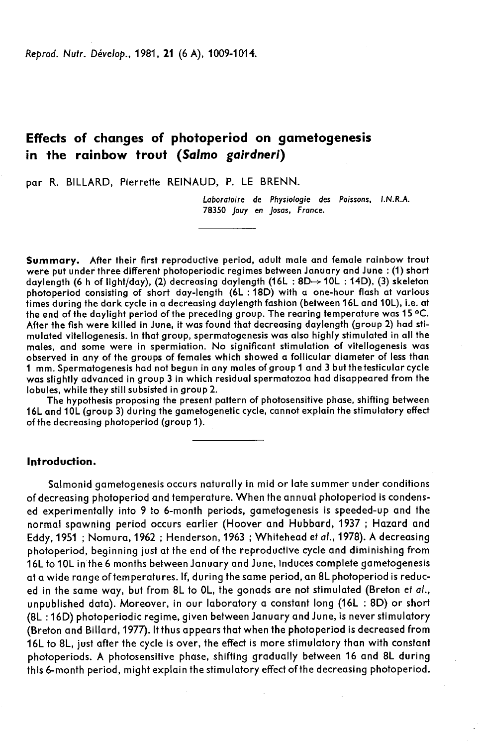# Effects of changes of photoperiod on gametogenesis in the rainbow trout (*Salmo gairdneri*)

par R. BILLARD, Pierrette REINAUD, P. LE BRENN.

*Laboratoire de Physiologie des Poissons, I.N.R.A. 78350 Jouy en Josas, France.*

**Summary.** After their first reproductive period, adult male and female rainbow trout were put under three different photoperiodic regimes between January and June : (1) short daylength (6 h of light/day), (2) decreasing daylength (16L : 8D→ 10L : 14D), (3) skeleton photoperiod consisting of short day-length (6L : 18D) with a one-hour flash at various times during the dark cycle in a decreasing daylength fashion (between 16L and 10L), i.e. at the end of the daylight period of the preceding group. The rearing temperature was 15 °C. After the fish were killed in June, it was found that decreasing daylength (group 2) had stimulated vitellogenesis. In that group, spermatogenesis was also highly stimulated in all the males, and some were in spermiation. No significant stimulation of vitellogenesis was observed in any of the groups of females which showed a follicular diameter of less than 1 mm. Spermatogenesis had not begun in any males of group 1 and 3 but the testicular cycle was slightly advanced in group 3 in which residual spermatozoa had disappeared from the lobules, while they still subsisted in group 2.

The hypothesis proposing the present pattern of photosensitive phase, shifting between 16L and 10L (group 3) during the gametogenetic cycle, cannot explain the stimulatory effect of the decreasing photoperiod (group 1).

## Introduction.

Salmonid gametogenesis occurs naturally in mid or late summer under conditions of decreasing photoperiod and temperature. When the annual photoperiod is condensed experimentally into 9 to 6-month periods, gametogenesis is speeded-up and the normal spawning period occurs earlier (Hoover and Hubbard, 1937 ; Hazard and Eddy, 1951 ; Nomura, 1962 ; Henderson, 1963 ; Whitehead *et al.*, 1978). A decreasing photoperiod, beginning just at the end of the reproductive cycle and diminishing from 16L to 10L in the 6 months between January and June, induces complete gametogenesis at a wide range of temperatures. If, during the same period, an 8L photoperiod is reduced in the same way, but from 8L to 0L, the gonads are not stimulated (Breton *et al.*, unpublished data). Moreover, in our laboratory a constant long (16L : 8D) or short (8L : 16D) photoperiodic regime, given between January and June, is never stimulatory (Breton and Billard, 1977). It thus appears that when the photoperiod is decreased from 16L to 8L, just after the cycle is over, the effect is more stimulatory than with constant photoperiods. A photosensitive phase, shifting gradually between 16 and 8L during this 6-month period, might explain the stimulatory effect of the decreasing photoperiod.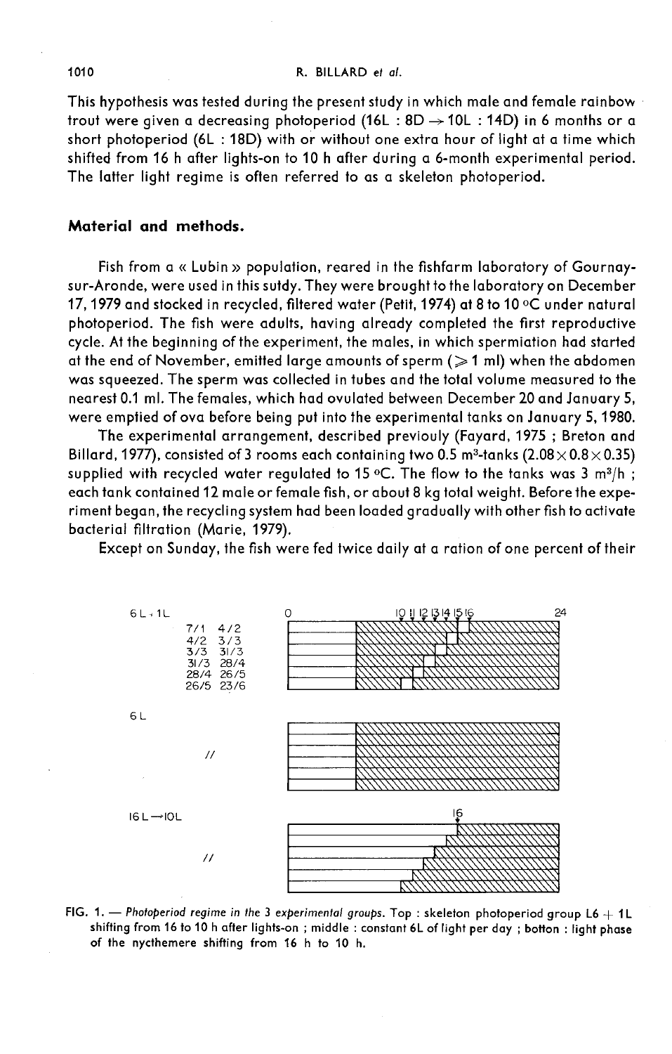This hypothesis was tested during the present study in which male and female rainbow trout were given a decreasing photoperiod (16L : 8D → 10L : 14D) in 6 months or a short photoperiod (6L : 18D) with or without one extra hour of light at a time which shifted from 16 h after lights-on to 10 h after during a 6-month experimental period. The latter light regime is often referred to as a skeleton photoperiod.

## Material and methods.

Fish from a « Lubin » population, reared in the fishfarm laboratory of Gournay-sur-Aronde, were used in this sutdy. They were brought to the laboratory on December 17, 1979 and stocked in recycled, filtered water (Petit, 1974) at 8 to 10 °C under natural photoperiod. The fish were adults, having already completed the first reproductive cycle. At the beginning of the experiment, the males, in which spermiation had started at the end of November, emitted large amounts of sperm (≥ 1 ml) when the abdomen was squeezed. The sperm was collected in tubes and the total volume measured to the nearest 0.1 ml. The females, which had ovulated between December 20 and January 5, were emptied of ova before being put into the experimental tanks on January 5, 1980.

The experimental arrangement, described previouly (Fayard, 1975 ; Breton and Billard, 1977), consisted of 3 rooms each containing two 0.5 m$^3$-tanks (2.08 × 0.8 × 0.35) supplied with recycled water regulated to 15 °C. The flow to the tanks was 3 m$^3$/h ; each tank contained 12 male or female fish, or about 8 kg total weight. Before the experiment began, the recycling system had been loaded gradually with other fish to activate bacterial filtration (Marie, 1979).

Except on Sunday, the fish were fed twice daily at a ration of one percent of their

| 6L + 1L | | |
|---|---|---|
| 7/1 | 4/2 | |
| 4/2 | 3/3 | |
| 3/3 | 31/3 | |
| 31/3 | 28/4 | |
| 28/4 | 26/5 | |
| 26/5 | 23/6 | |

FIG. 1. — *Photoperiod regime in the 3 experimental groups.* Top : skeleton photoperiod group L6 + 1L shifting from 16 to 10 h after lights-on ; middle : constant 6L of light per day ; botton : light phase of the nycthemere shifting from 16 h to 10 h.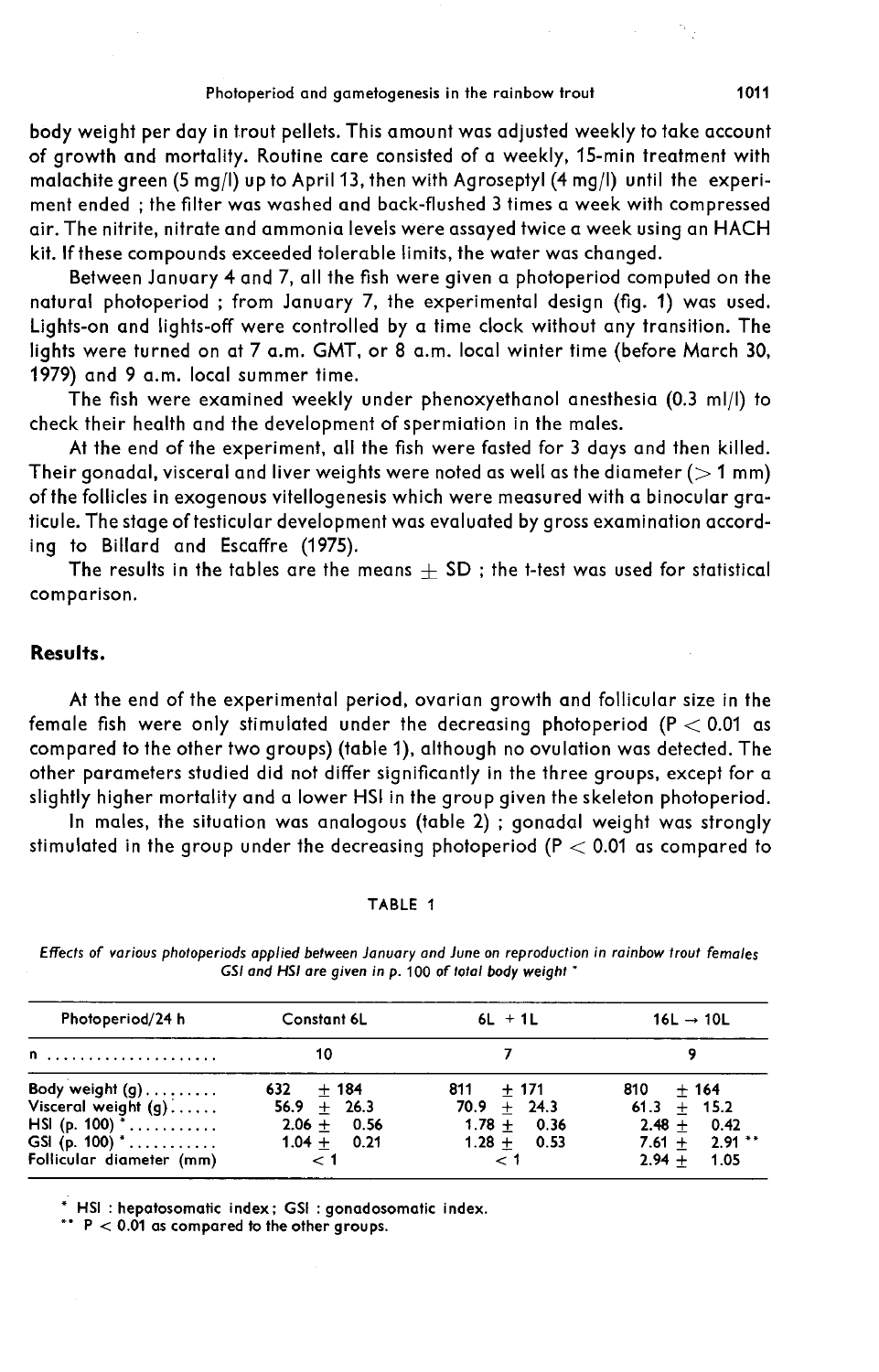body weight per day in trout pellets. This amount was adjusted weekly to take account of growth and mortality. Routine care consisted of a weekly, 15-min treatment with malachite green (5 mg/l) up to April 13, then with Agroseptyl (4 mg/l) until the experiment ended ; the filter was washed and back-flushed 3 times a week with compressed air. The nitrite, nitrate and ammonia levels were assayed twice a week using an HACH kit. If these compounds exceeded tolerable limits, the water was changed.

Between January 4 and 7, all the fish were given a photoperiod computed on the natural photoperiod ; from January 7, the experimental design (fig. 1) was used. Lights-on and lights-off were controlled by a time clock without any transition. The lights were turned on at 7 a.m. GMT, or 8 a.m. local winter time (before March 30, 1979) and 9 a.m. local summer time.

The fish were examined weekly under phenoxyethanol anesthesia (0.3 ml/l) to check their health and the development of spermiation in the males.

At the end of the experiment, all the fish were fasted for 3 days and then killed. Their gonadal, visceral and liver weights were noted as well as the diameter (> 1 mm) of the follicles in exogenous vitellogenesis which were measured with a binocular graticule. The stage of testicular development was evaluated by gross examination according to Billard and Escaffre (1975).

The results in the tables are the means ± SD ; the t-test was used for statistical comparison.

## Results.

At the end of the experimental period, ovarian growth and follicular size in the female fish were only stimulated under the decreasing photoperiod ($P < 0.01$ as compared to the other two groups) (table 1), although no ovulation was detected. The other parameters studied did not differ significantly in the three groups, except for a slightly higher mortality and a lower HSI in the group given the skeleton photoperiod.

In males, the situation was analogous (table 2) ; gonadal weight was strongly stimulated in the group under the decreasing photoperiod ($P < 0.01$ as compared to

TABLE 1

*Effects of various photoperiods applied between January and June on reproduction in rainbow trout females GSI and HSI are given in p. 100 of total body weight* *

| Photoperiod/24 h | Constant 6L | 6L + 1L | 16L → 10L |
|---|---|---|---|
| n | 10 | 7 | 9 |
| Body weight (g) | 632 ± 184 | 811 ± 171 | 810 ± 164 |
| Visceral weight (g) | 56.9 ± 26.3 | 70.9 ± 24.3 | 61.3 ± 15.2 |
| HSI (p. 100) * | 2.06 ± 0.56 | 1.78 ± 0.36 | 2.48 ± 0.42 |
| GSI (p. 100) * | 1.04 ± 0.21 | 1.28 ± 0.53 | 7.61 ± 2.91 ** |
| Follicular diameter (mm) | < 1 | < 1 | 2.94 ± 1.05 |

* HSI : hepatosomatic index; GSI : gonadosomatic index.

** $P < 0.01$ as compared to the other groups.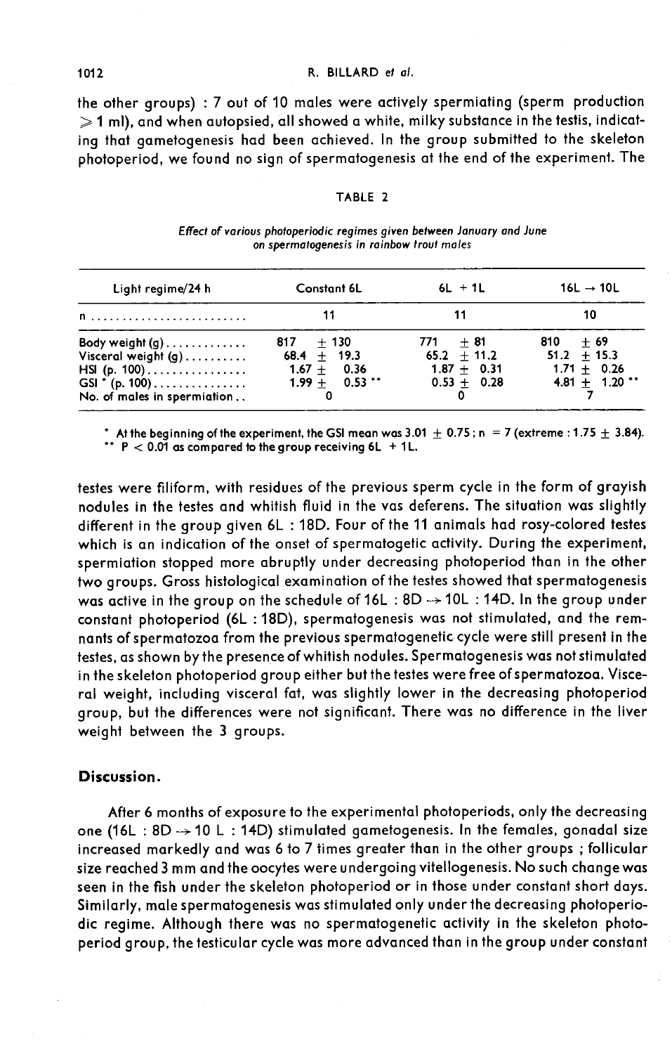the other groups) : 7 out of 10 males were actively spermiating (sperm production $\geqslant$ 1 ml), and when autopsied, all showed a white, milky substance in the testis, indicating that gametogenesis had been achieved. In the group submitted to the skeleton photoperiod, we found no sign of spermatogenesis at the end of the experiment. The

TABLE 2

*Effect of various photoperiodic regimes given between January and June on spermatogenesis in rainbow trout males*

| Light regime/24 h | Constant 6L | 6L + 1L | 16L → 10L |
|---|---|---|---|
| n | 11 | 11 | 10 |
| Body weight (g) | 817 ± 130 | 771 ± 81 | 810 ± 69 |
| Visceral weight (g) | 68.4 ± 19.3 | 65.2 ± 11.2 | 51.2 ± 15.3 |
| HSI (p. 100) | 1.67 ± 0.36 | 1.87 ± 0.31 | 1.71 ± 0.26 |
| GSI * (p. 100) | 1.99 ± 0.53 ** | 0.53 ± 0.28 | 4.81 ± 1.20 ** |
| No. of males in spermiation | 0 | 0 | 7 |

\* At the beginning of the experiment, the GSI mean was 3.01 ± 0.75 ; n = 7 (extreme : 1.75 ± 3.84).
\*\* $P < 0.01$ as compared to the group receiving 6L + 1L.

testes were filiform, with residues of the previous sperm cycle in the form of grayish nodules in the testes and whitish fluid in the vas deferens. The situation was slightly different in the group given 6L : 18D. Four of the 11 animals had rosy-colored testes which is an indication of the onset of spermatogetic activity. During the experiment, spermiation stopped more abruptly under decreasing photoperiod than in the other two groups. Gross histological examination of the testes showed that spermatogenesis was active in the group on the schedule of 16L : 8D → 10L : 14D. In the group under constant photoperiod (6L : 18D), spermatogenesis was not stimulated, and the remnants of spermatozoa from the previous spermatogenetic cycle were still present in the testes, as shown by the presence of whitish nodules. Spermatogenesis was not stimulated in the skeleton photoperiod group either but the testes were free of spermatozoa. Visceral weight, including visceral fat, was slightly lower in the decreasing photoperiod group, but the differences were not significant. There was no difference in the liver weight between the 3 groups.

## Discussion.

After 6 months of exposure to the experimental photoperiods, only the decreasing one (16L : 8D → 10 L : 14D) stimulated gametogenesis. In the females, gonadal size increased markedly and was 6 to 7 times greater than in the other groups ; follicular size reached 3 mm and the oocytes were undergoing vitellogenesis. No such change was seen in the fish under the skeleton photoperiod or in those under constant short days. Similarly, male spermatogenesis was stimulated only under the decreasing photoperiodic regime. Although there was no spermatogenetic activity in the skeleton photoperiod group, the testicular cycle was more advanced than in the group under constant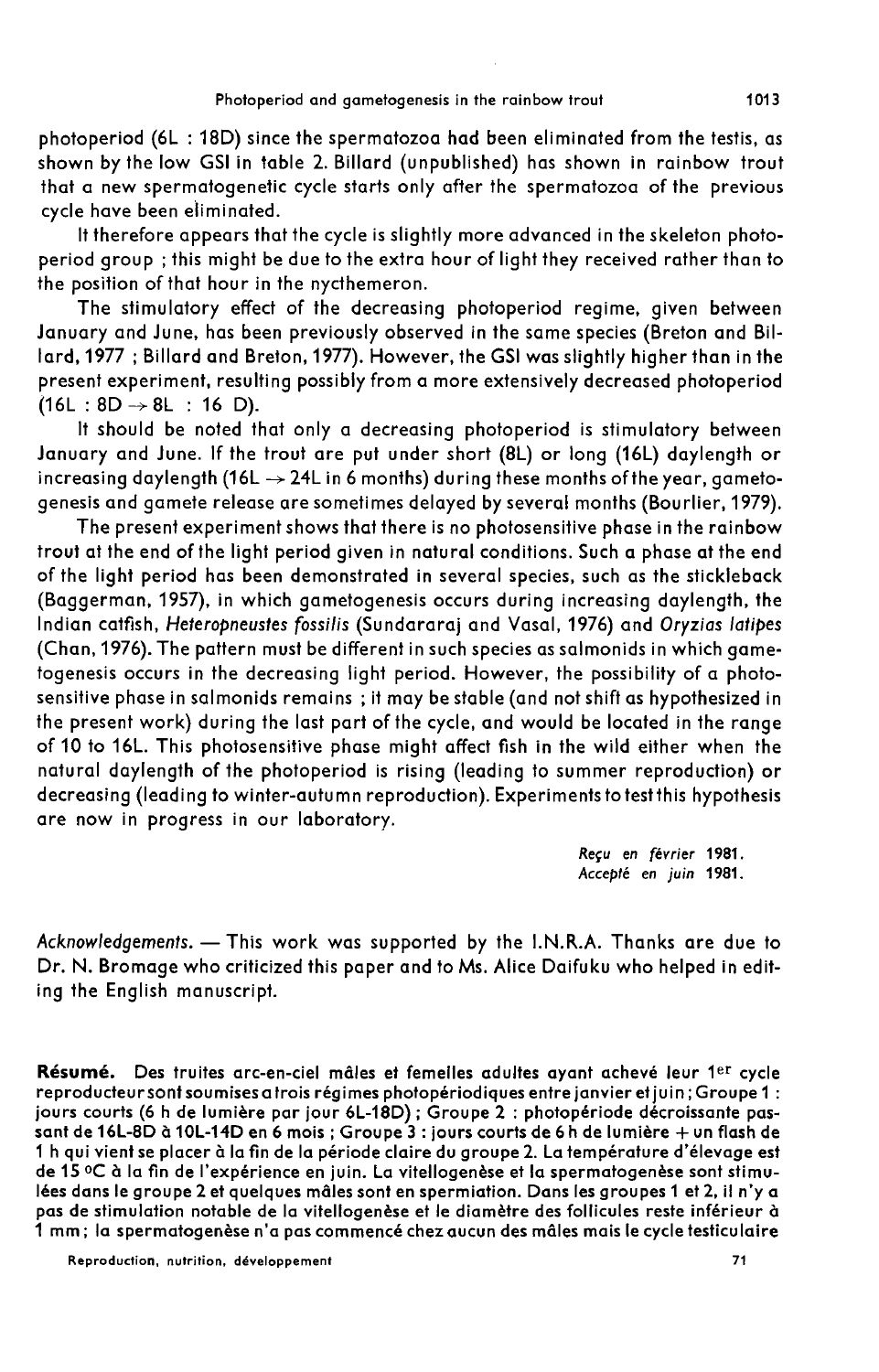photoperiod (6L : 18D) since the spermatozoa had been eliminated from the testis, as shown by the low GSI in table 2. Billard (unpublished) has shown in rainbow trout that a new spermatogenetic cycle starts only after the spermatozoa of the previous cycle have been eliminated.

It therefore appears that the cycle is slightly more advanced in the skeleton photoperiod group ; this might be due to the extra hour of light they received rather than to the position of that hour in the nycthemeron.

The stimulatory effect of the decreasing photoperiod regime, given between January and June, has been previously observed in the same species (Breton and Billard, 1977 ; Billard and Breton, 1977). However, the GSI was slightly higher than in the present experiment, resulting possibly from a more extensively decreased photoperiod (16L : 8D → 8L : 16 D).

It should be noted that only a decreasing photoperiod is stimulatory between January and June. If the trout are put under short (8L) or long (16L) daylength or increasing daylength (16L → 24L in 6 months) during these months of the year, gametogenesis and gamete release are sometimes delayed by several months (Bourlier, 1979).

The present experiment shows that there is no photosensitive phase in the rainbow trout at the end of the light period given in natural conditions. Such a phase at the end of the light period has been demonstrated in several species, such as the stickleback (Baggerman, 1957), in which gametogenesis occurs during increasing daylength, the Indian catfish, *Heteropneustes fossilis* (Sundararaj and Vasal, 1976) and *Oryzias latipes* (Chan, 1976). The pattern must be different in such species as salmonids in which gametogenesis occurs in the decreasing light period. However, the possibility of a photosensitive phase in salmonids remains ; it may be stable (and not shift as hypothesized in the present work) during the last part of the cycle, and would be located in the range of 10 to 16L. This photosensitive phase might affect fish in the wild either when the natural daylength of the photoperiod is rising (leading to summer reproduction) or decreasing (leading to winter-autumn reproduction). Experiments to test this hypothesis are now in progress in our laboratory.

*Reçu en février* **1981.**
*Accepté en juin* **1981.**

*Acknowledgements.* — This work was supported by the I.N.R.A. Thanks are due to Dr. N. Bromage who criticized this paper and to Ms. Alice Daifuku who helped in editing the English manuscript.

**Résumé.** Des truites arc-en-ciel mâles et femelles adultes ayant achevé leur 1er cycle reproducteur sont soumises à trois régimes photopériodiques entre janvier et juin ; Groupe 1 : jours courts (6 h de lumière par jour 6L-18D) ; Groupe 2 : photopériode décroissante passant de 16L-8D à 10L-14D en 6 mois ; Groupe 3 : jours courts de 6 h de lumière + un flash de 1 h qui vient se placer à la fin de la période claire du groupe 2. La température d'élevage est de 15 °C à la fin de l'expérience en juin. La vitellogenèse et la spermatogenèse sont stimulées dans le groupe 2 et quelques mâles sont en spermiation. Dans les groupes 1 et 2, il n'y a pas de stimulation notable de la vitellogenèse et le diamètre des follicules reste inférieur à 1 mm ; la spermatogenèse n'a pas commencé chez aucun des mâles mais le cycle testiculaire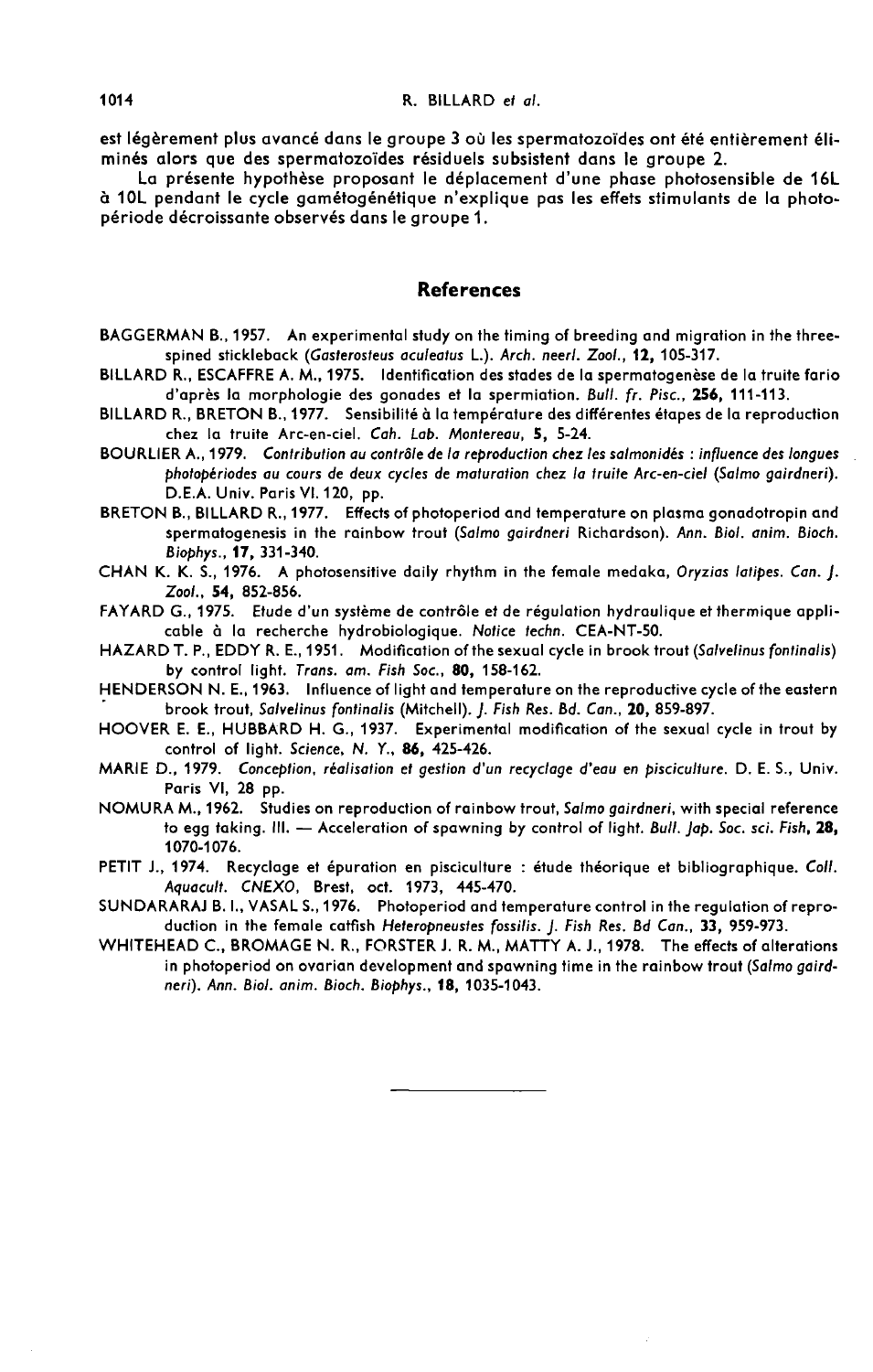est légèrement plus avancé dans le groupe 3 où les spermatozoïdes ont été entièrement éliminés alors que des spermatozoïdes résiduels subsistent dans le groupe 2.

La présente hypothèse proposant le déplacement d'une phase photosensible de 16L à 10L pendant le cycle gamétogénétique n'explique pas les effets stimulants de la photopériode décroissante observés dans le groupe 1.

## References

BAGGERMAN B., 1957. An experimental study on the timing of breeding and migration in the three-spined stickleback (*Gasterosteus aculeatus* L.). *Arch. neerl. Zool.*, **12,** 105-317.

BILLARD R., ESCAFFRE A. M., 1975. Identification des stades de la spermatogenèse de la truite fario d'après la morphologie des gonades et la spermiation. *Bull. fr. Pisc.*, **256,** 111-113.

BILLARD R., BRETON B., 1977. Sensibilité à la température des différentes étapes de la reproduction chez la truite Arc-en-ciel. *Cah. Lab. Montereau*, **5,** 5-24.

BOURLIER A., 1979. *Contribution au contrôle de la reproduction chez les salmonidés : influence des longues photopériodes au cours de deux cycles de maturation chez la truite Arc-en-ciel (Salmo gairdneri).* D.E.A. Univ. Paris VI. 120, pp.

BRETON B., BILLARD R., 1977. Effects of photoperiod and temperature on plasma gonadotropin and spermatogenesis in the rainbow trout (*Salmo gairdneri* Richardson). *Ann. Biol. anim. Bioch. Biophys.*, **17,** 331-340.

CHAN K. K. S., 1976. A photosensitive daily rhythm in the female medaka, *Oryzias latipes*. *Can. J. Zool.*, **54,** 852-856.

FAYARD G., 1975. Etude d'un système de contrôle et de régulation hydraulique et thermique applicable à la recherche hydrobiologique. *Notice techn.* CEA-NT-50.

HAZARD T. P., EDDY R. E., 1951. Modification of the sexual cycle in brook trout (*Salvelinus fontinalis*) by control light. *Trans. am. Fish Soc.*, **80,** 158-162.

HENDERSON N. E., 1963. Influence of light and temperature on the reproductive cycle of the eastern brook trout, *Salvelinus fontinalis* (Mitchell). *J. Fish Res. Bd. Can.*, **20,** 859-897.

HOOVER E. E., HUBBARD H. G., 1937. Experimental modification of the sexual cycle in trout by control of light. *Science, N. Y.*, **86,** 425-426.

MARIE D., 1979. *Conception, réalisation et gestion d'un recyclage d'eau en pisciculture.* D. E. S., Univ. Paris VI, 28 pp.

NOMURA M., 1962. Studies on reproduction of rainbow trout, *Salmo gairdneri*, with special reference to egg taking. III. — Acceleration of spawning by control of light. *Bull. Jap. Soc. sci. Fish*, **28,** 1070-1076.

PETIT J., 1974. Recyclage et épuration en pisciculture : étude théorique et bibliographique. *Coll. Aquacult. CNEXO*, Brest, oct. 1973, 445-470.

SUNDARARAJ B. I., VASAL S., 1976. Photoperiod and temperature control in the regulation of reproduction in the female catfish *Heteropneustes fossilis*. *J. Fish Res. Bd Can.*, **33,** 959-973.

WHITEHEAD C., BROMAGE N. R., FORSTER J. R. M., MATTY A. J., 1978. The effects of alterations in photoperiod on ovarian development and spawning time in the rainbow trout (*Salmo gairdneri*). *Ann. Biol. anim. Bioch. Biophys.*, **18,** 1035-1043.